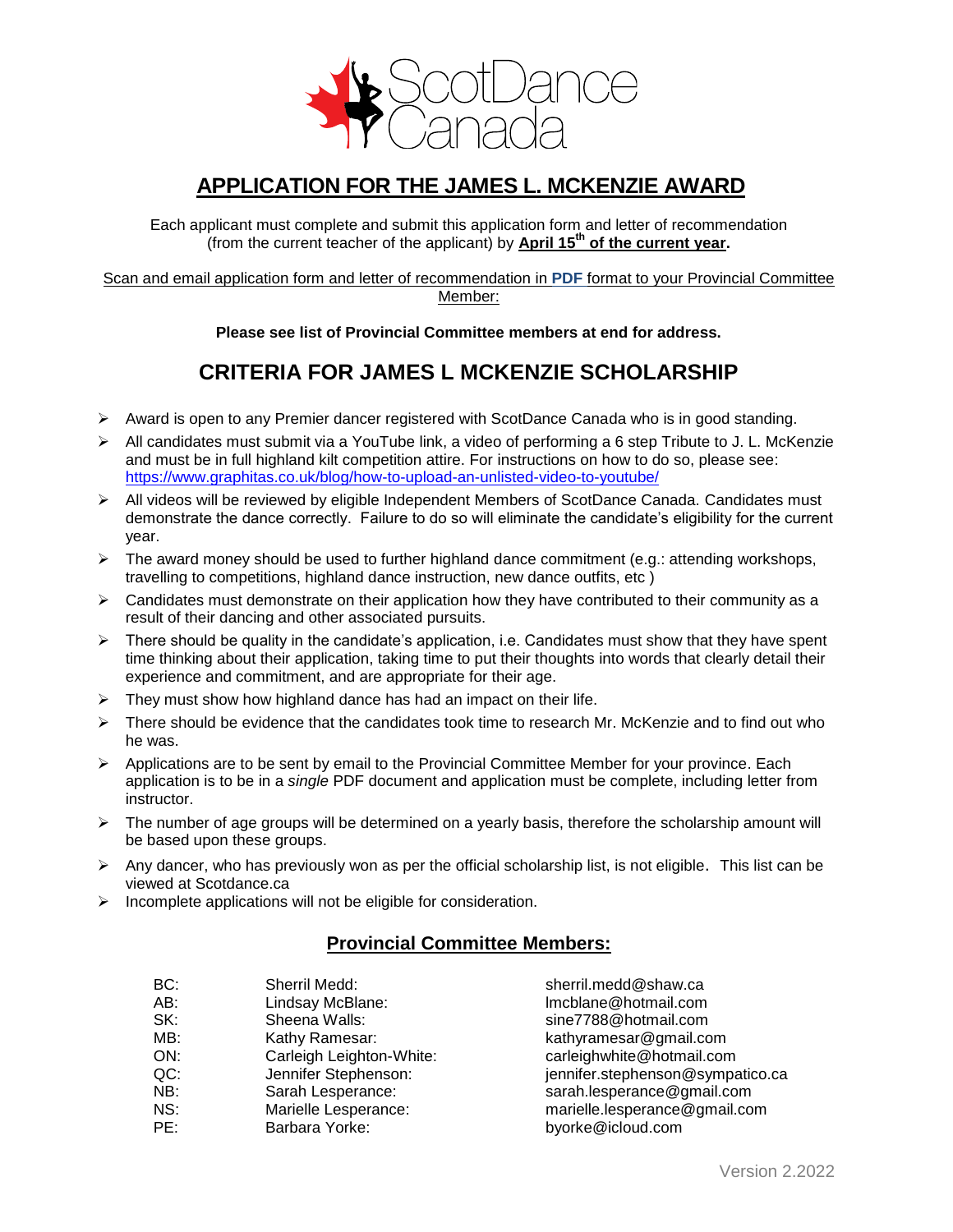# APPLICATION FOR THE JAMES L. MCKENZIE AWARD

Each applicant must complete and submit this application form and letter of recommendation (from the current teacher of the applicant) by **April 15th of the current year.**

Scan and email application form and letter of recommendation in **PDF** format to your Provincial Committee Member:

**Please see list of Provincial Committee members at end for address.**

## CRITERIA FOR JAMES L MCKENZIE SCHOLARSHIP

- Award is open to any Premier dancer registered with ScotDance Canada who is in good standing.
- All candidates must submit via a YouTube link, a video of performing a 6 step Tribute to J. L. McKenzie and must be in full highland kilt competition attire. For instructions on how to do so, please see: https://www.graphitas.co.uk/blog/how-to-upload-an-unlisted-video-to-youtube/
- All videos will be reviewed by eligible Independent Members of ScotDance Canada. Candidates must demonstrate the dance correctly. Failure to do so will eliminate the candidate's eligibility for the current year.
- The award money should be used to further highland dance commitment (e.g.: attending workshops, travelling to competitions, highland dance instruction, new dance outfits, etc )
- Candidates must demonstrate on their application how they have contributed to their community as a result of their dancing and other associated pursuits.
- There should be quality in the candidate's application, i.e. Candidates must show that they have spent time thinking about their application, taking time to put their thoughts into words that clearly detail their experience and commitment, and are appropriate for their age.
- They must show how highland dance has had an impact on their life.
- There should be evidence that the candidates took time to research Mr. McKenzie and to find out who he was.
- Applications are to be sent by email to the Provincial Committee Member for your province. Each application is to be in a *single* PDF document and application must be complete, including letter from instructor.
- The number of age groups will be determined on a yearly basis, therefore the scholarship amount will be based upon these groups.
- Any dancer, who has previously won as per the official scholarship list, is not eligible. This list can be viewed at Scotdance.ca
- Incomplete applications will not be eligible for consideration.

## Provincial Committee Members:

| | | |
|---|---|---|
| BC: | Sherril Medd: | sherril.medd@shaw.ca |
| AB: | Lindsay McBlane: | lmcblane@hotmail.com |
| SK: | Sheena Walls: | sine7788@hotmail.com |
| MB: | Kathy Ramesar: | kathyramesar@gmail.com |
| ON: | Carleigh Leighton-White: | carleighwhite@hotmail.com |
| QC: | Jennifer Stephenson: | jennifer.stephenson@sympatico.ca |
| NB: | Sarah Lesperance: | sarah.lesperance@gmail.com |
| NS: | Marielle Lesperance: | marielle.lesperance@gmail.com |
| PE: | Barbara Yorke: | byorke@icloud.com |

Version 2.2022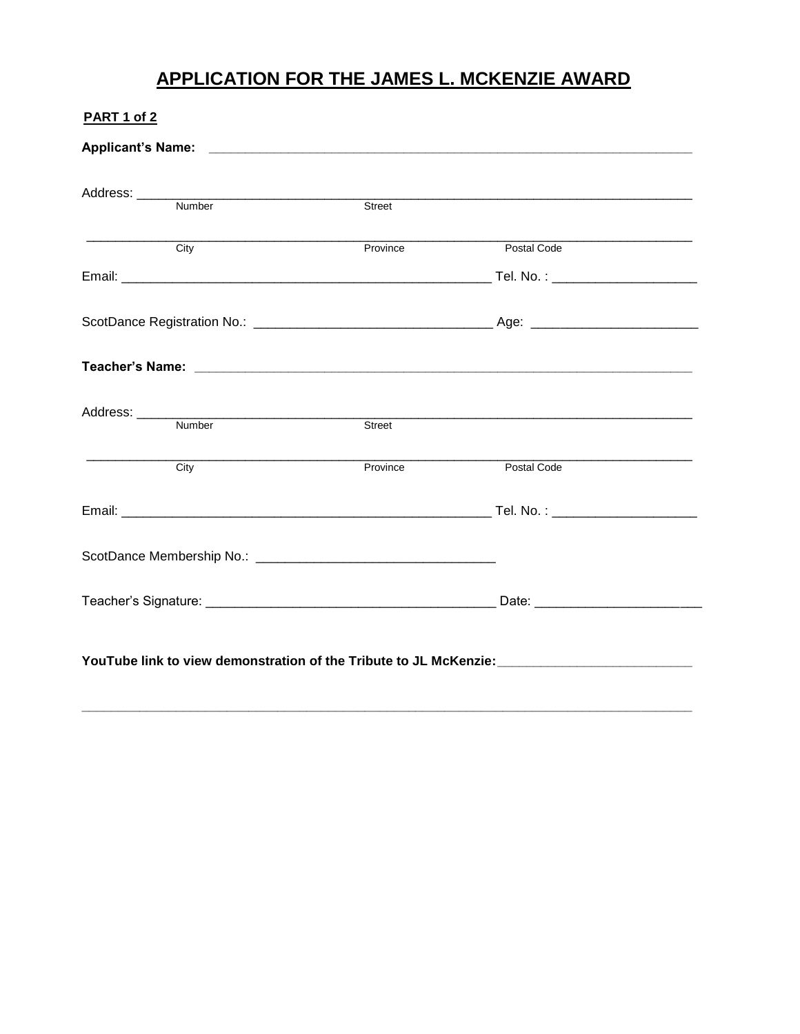# APPLICATION FOR THE JAMES L. MCKENZIE AWARD

**PART 1 of 2**

**Applicant's Name:** ______________________________________________________________

Address: ______________________________________________________________________
Number Street

_______________________________________________________________________________
City Province Postal Code

Email: ______________________________________________ Tel. No. : __________________

ScotDance Registration No.: _____________________________ Age: ____________________

**Teacher's Name:** _______________________________________________________________

Address: ______________________________________________________________________
Number Street

_______________________________________________________________________________
City Province Postal Code

Email: ______________________________________________ Tel. No. : __________________

ScotDance Membership No.: _____________________________

Teacher's Signature: ____________________________________ Date: ____________________

**YouTube link to view demonstration of the Tribute to JL McKenzie:** _______________________

_______________________________________________________________________________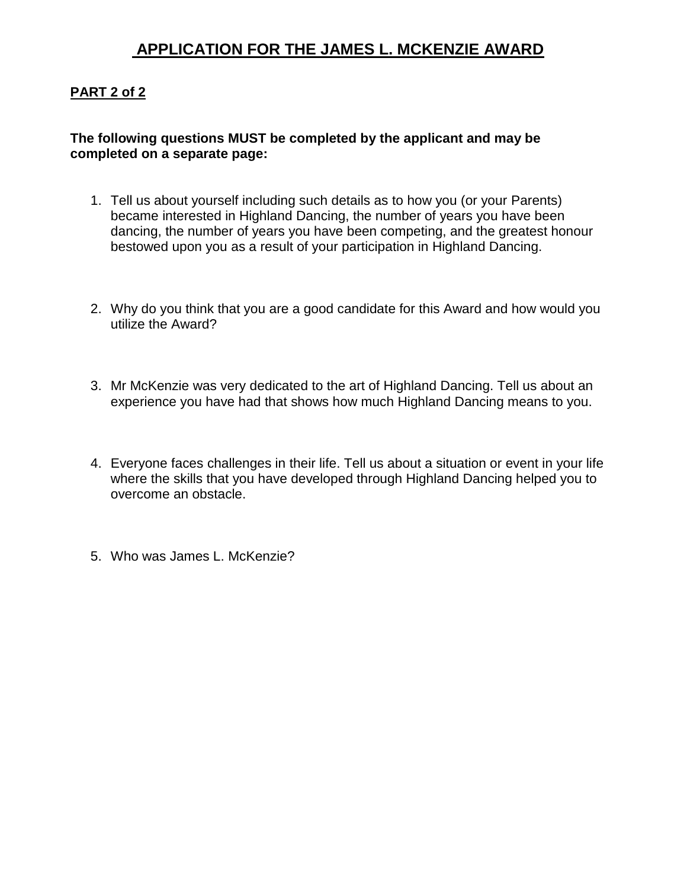# APPLICATION FOR THE JAMES L. MCKENZIE AWARD

**PART 2 of 2**

**The following questions MUST be completed by the applicant and may be completed on a separate page:**

1. Tell us about yourself including such details as to how you (or your Parents) became interested in Highland Dancing, the number of years you have been dancing, the number of years you have been competing, and the greatest honour bestowed upon you as a result of your participation in Highland Dancing.

2. Why do you think that you are a good candidate for this Award and how would you utilize the Award?

3. Mr McKenzie was very dedicated to the art of Highland Dancing. Tell us about an experience you have had that shows how much Highland Dancing means to you.

4. Everyone faces challenges in their life. Tell us about a situation or event in your life where the skills that you have developed through Highland Dancing helped you to overcome an obstacle.

5. Who was James L. McKenzie?